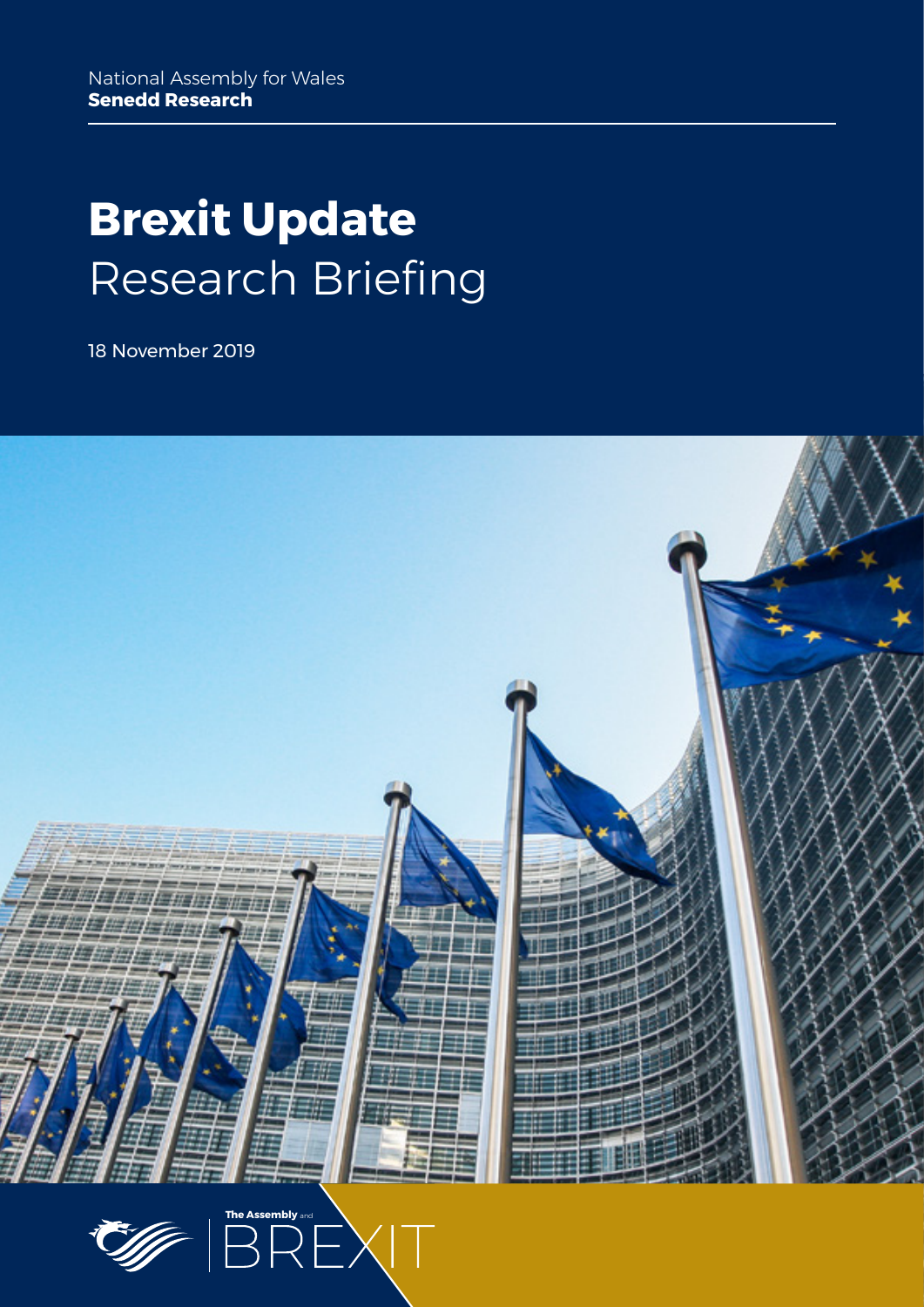National Assembly for Wales
**Senedd Research**

# **Brexit Update** Research Briefing

18 November 2019

The Assembly and BREXIT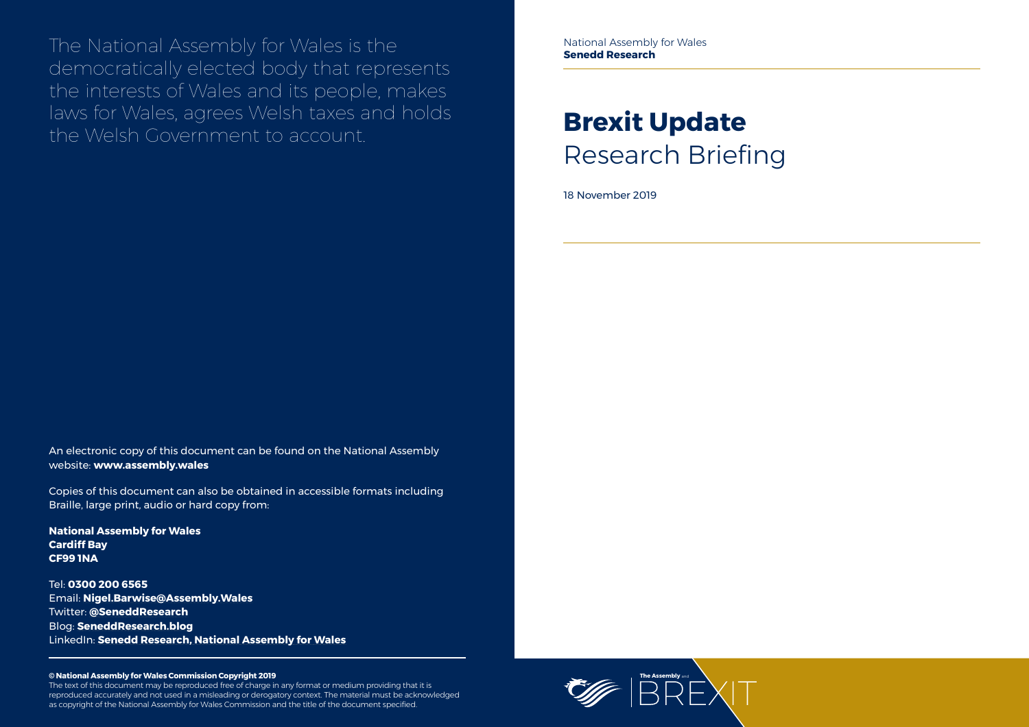The National Assembly for Wales is the democratically elected body that represents the interests of Wales and its people, makes laws for Wales, agrees Welsh taxes and holds the Welsh Government to account.

An electronic copy of this document can be found on the National Assembly website: **www.assembly.wales**

Copies of this document can also be obtained in accessible formats including Braille, large print, audio or hard copy from:

**National Assembly for Wales**
**Cardiff Bay**
**CF99 1NA**

Tel: **0300 200 6565**
Email: **Nigel.Barwise@Assembly.Wales**
Twitter: **@SeneddResearch**
Blog: **SeneddResearch.blog**
LinkedIn: **Senedd Research, National Assembly for Wales**

**© National Assembly for Wales Commission Copyright 2019**
The text of this document may be reproduced free of charge in any format or medium providing that it is reproduced accurately and not used in a misleading or derogatory context. The material must be acknowledged as copyright of the National Assembly for Wales Commission and the title of the document specified.

National Assembly for Wales
**Senedd Research**

# **Brexit Update**
# Research Briefing

18 November 2019

The Assembly and BREXIT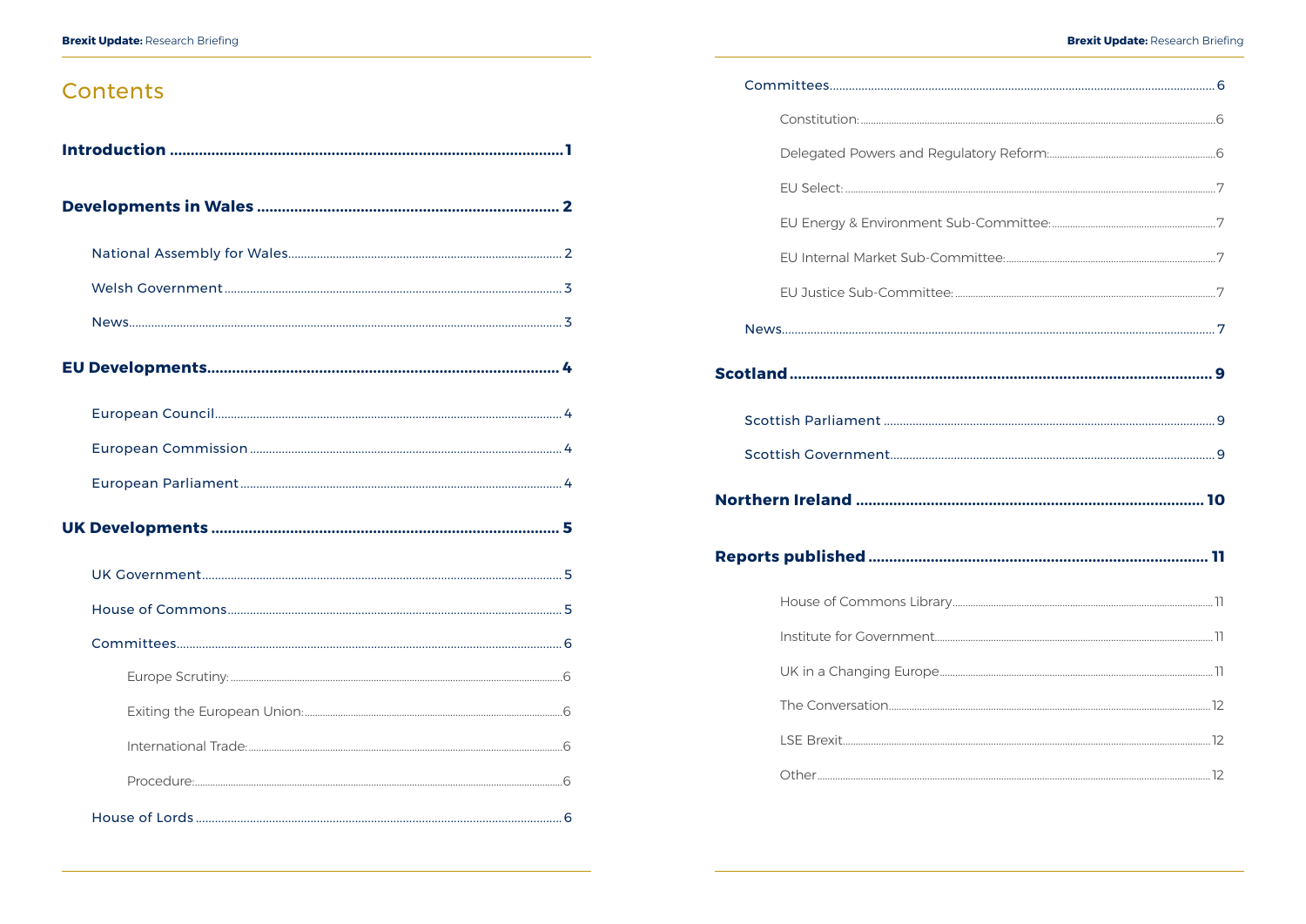# Contents

**Introduction** ........ 1

**Developments in Wales** ........ 2

- National Assembly for Wales ........ 2
- Welsh Government ........ 3
- News ........ 3

**EU Developments** ........ 4

- European Council ........ 4
- European Commission ........ 4
- European Parliament ........ 4

**UK Developments** ........ 5

- UK Government ........ 5
- House of Commons ........ 5
- Committees ........ 6
  - Europe Scrutiny: ........ 6
  - Exiting the European Union: ........ 6
  - International Trade: ........ 6
  - Procedure: ........ 6
- House of Lords ........ 6
- Committees ........ 6
  - Constitution: ........ 6
  - Delegated Powers and Regulatory Reform: ........ 6
  - EU Select: ........ 7
  - EU Energy & Environment Sub-Committee: ........ 7
  - EU Internal Market Sub-Committee: ........ 7
  - EU Justice Sub-Committee: ........ 7
- News ........ 7

**Scotland** ........ 9

- Scottish Parliament ........ 9
- Scottish Government ........ 9

**Northern Ireland** ........ 10

**Reports published** ........ 11

- House of Commons Library ........ 11
- Institute for Government ........ 11
- UK in a Changing Europe ........ 11
- The Conversation ........ 12
- LSE Brexit ........ 12
- Other ........ 12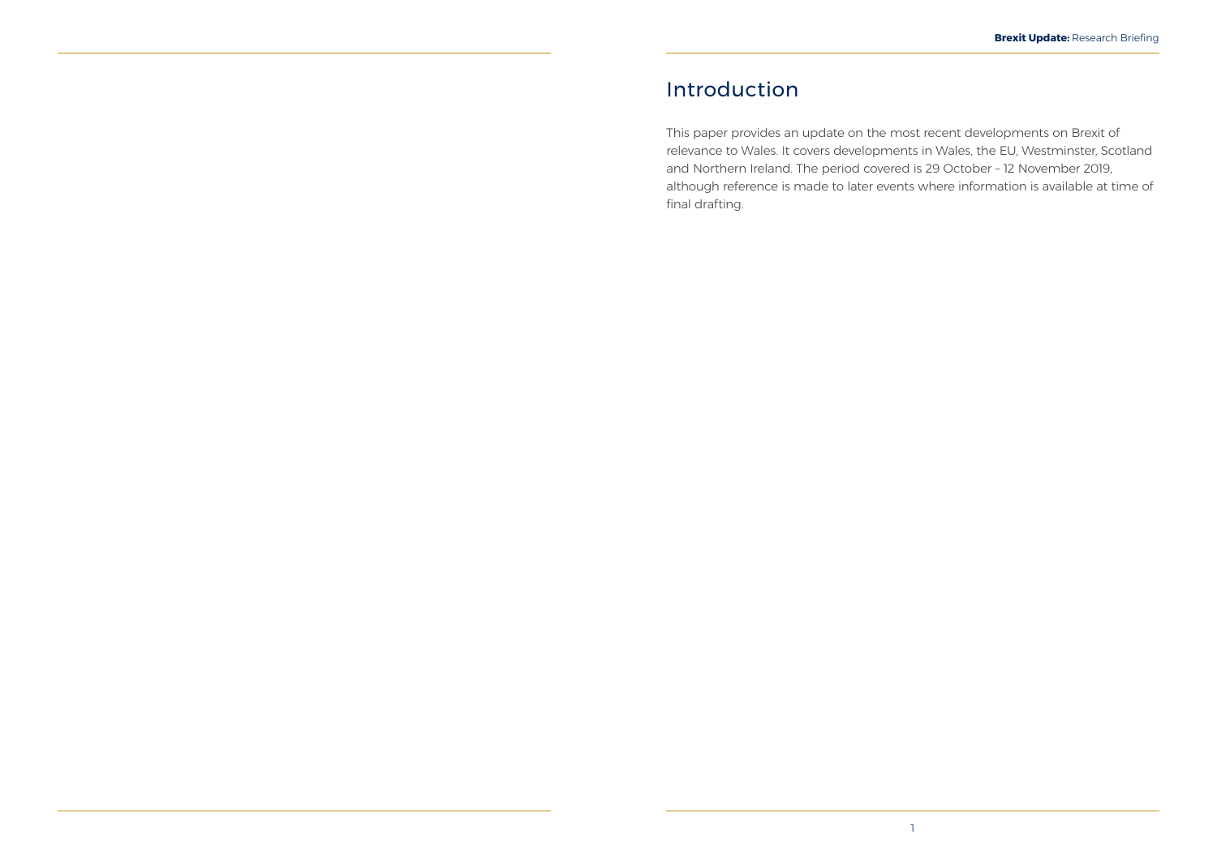# Introduction

This paper provides an update on the most recent developments on Brexit of relevance to Wales. It covers developments in Wales, the EU, Westminster, Scotland and Northern Ireland. The period covered is 29 October – 12 November 2019, although reference is made to later events where information is available at time of final drafting.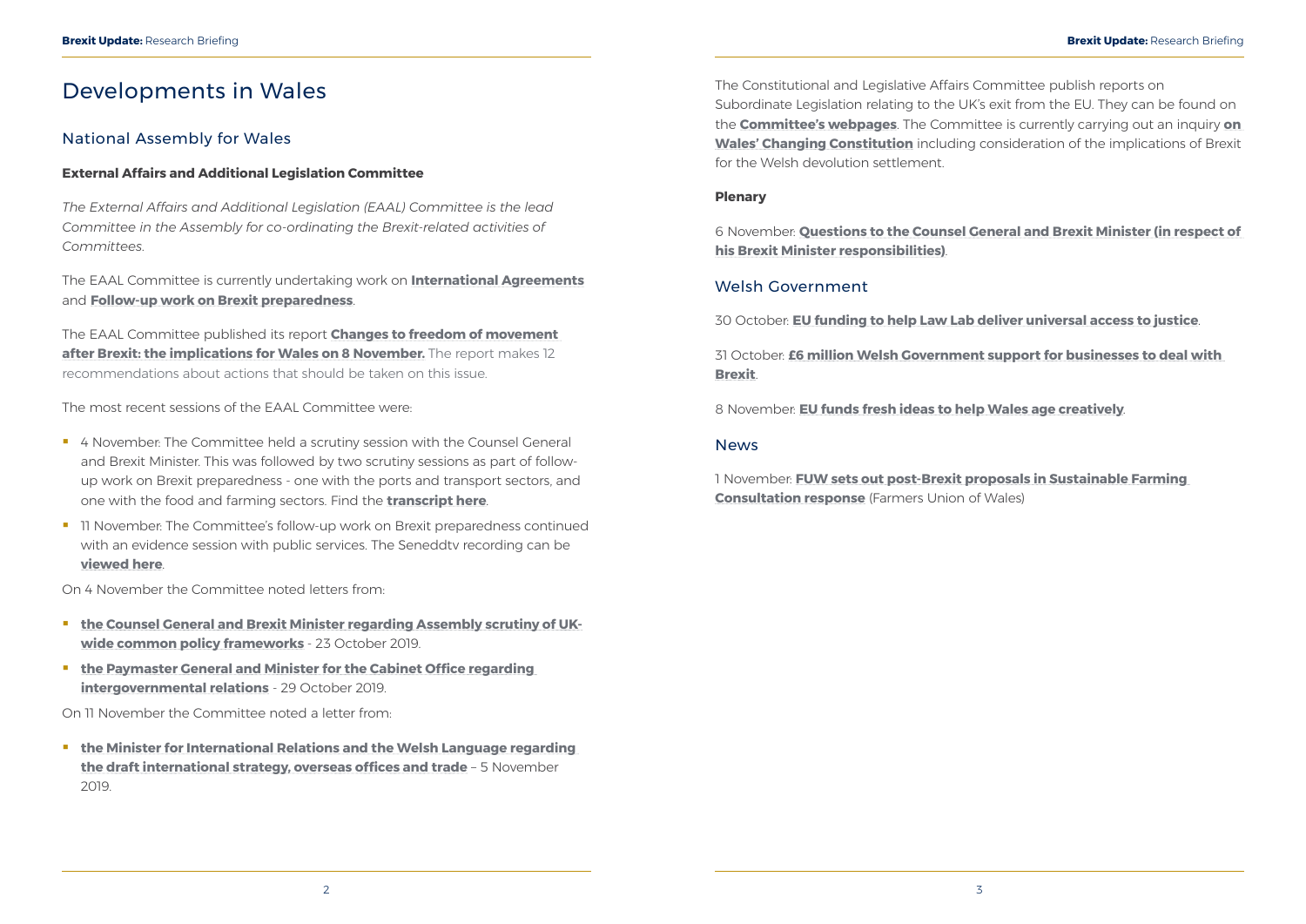# Developments in Wales

## National Assembly for Wales

**External Affairs and Additional Legislation Committee**

*The External Affairs and Additional Legislation (EAAL) Committee is the lead Committee in the Assembly for co-ordinating the Brexit-related activities of Committees.*

The EAAL Committee is currently undertaking work on **International Agreements** and **Follow-up work on Brexit preparedness**.

The EAAL Committee published its report **Changes to freedom of movement after Brexit: the implications for Wales on 8 November.** The report makes 12 recommendations about actions that should be taken on this issue.

The most recent sessions of the EAAL Committee were:

- 4 November: The Committee held a scrutiny session with the Counsel General and Brexit Minister. This was followed by two scrutiny sessions as part of follow-up work on Brexit preparedness - one with the ports and transport sectors, and one with the food and farming sectors. Find the **transcript here**.
- 11 November: The Committee's follow-up work on Brexit preparedness continued with an evidence session with public services. The Seneddtv recording can be **viewed here**.

On 4 November the Committee noted letters from:

- **the Counsel General and Brexit Minister regarding Assembly scrutiny of UK-wide common policy frameworks** - 23 October 2019.
- **the Paymaster General and Minister for the Cabinet Office regarding intergovernmental relations** - 29 October 2019.

On 11 November the Committee noted a letter from:

- **the Minister for International Relations and the Welsh Language regarding the draft international strategy, overseas offices and trade** – 5 November 2019.

The Constitutional and Legislative Affairs Committee publish reports on Subordinate Legislation relating to the UK's exit from the EU. They can be found on the **Committee's webpages**. The Committee is currently carrying out an inquiry **on Wales' Changing Constitution** including consideration of the implications of Brexit for the Welsh devolution settlement.

**Plenary**

6 November: **Questions to the Counsel General and Brexit Minister (in respect of his Brexit Minister responsibilities)**.

## Welsh Government

30 October: **EU funding to help Law Lab deliver universal access to justice**.

31 October: **£6 million Welsh Government support for businesses to deal with Brexit**.

8 November: **EU funds fresh ideas to help Wales age creatively**.

## News

1 November: **FUW sets out post-Brexit proposals in Sustainable Farming Consultation response** (Farmers Union of Wales)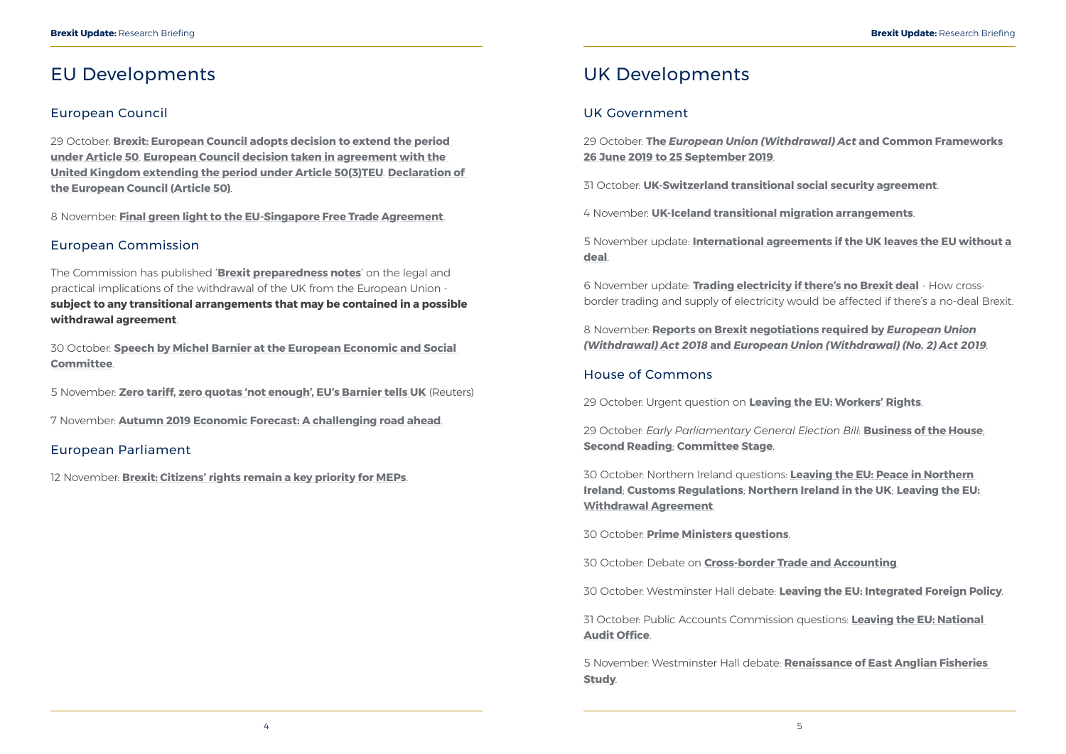# EU Developments

## European Council

29 October: **Brexit: European Council adopts decision to extend the period under Article 50**. **European Council decision taken in agreement with the United Kingdom extending the period under Article 50(3)TEU**. **Declaration of the European Council (Article 50)**.

8 November: **Final green light to the EU-Singapore Free Trade Agreement**.

## European Commission

The Commission has published '**Brexit preparedness notes**' on the legal and practical implications of the withdrawal of the UK from the European Union - **subject to any transitional arrangements that may be contained in a possible withdrawal agreement**.

30 October: **Speech by Michel Barnier at the European Economic and Social Committee**.

5 November: **Zero tariff, zero quotas 'not enough', EU's Barnier tells UK** (Reuters)

7 November: **Autumn 2019 Economic Forecast: A challenging road ahead**.

## European Parliament

12 November: **Brexit: Citizens' rights remain a key priority for MEPs**.

# UK Developments

## UK Government

29 October: **The *European Union (Withdrawal) Act* and Common Frameworks 26 June 2019 to 25 September 2019**.

31 October: **UK-Switzerland transitional social security agreement**.

4 November: **UK-Iceland transitional migration arrangements**.

5 November update: **International agreements if the UK leaves the EU without a deal**.

6 November update: **Trading electricity if there's no Brexit deal** - How cross-border trading and supply of electricity would be affected if there's a no-deal Brexit.

8 November: **Reports on Brexit negotiations required by *European Union (Withdrawal) Act 2018* and *European Union (Withdrawal) (No. 2) Act 2019***.

## House of Commons

29 October: Urgent question on **Leaving the EU: Workers' Rights**.

29 October: *Early Parliamentary General Election Bill*: **Business of the House**; **Second Reading**; **Committee Stage**.

30 October: Northern Ireland questions: **Leaving the EU: Peace in Northern Ireland**; **Customs Regulations**; **Northern Ireland in the UK**; **Leaving the EU: Withdrawal Agreement**.

30 October: **Prime Ministers questions**.

30 October: Debate on **Cross-border Trade and Accounting**.

30 October: Westminster Hall debate: **Leaving the EU: Integrated Foreign Policy**.

31 October: Public Accounts Commission questions: **Leaving the EU: National Audit Office**.

5 November: Westminster Hall debate: **Renaissance of East Anglian Fisheries Study**.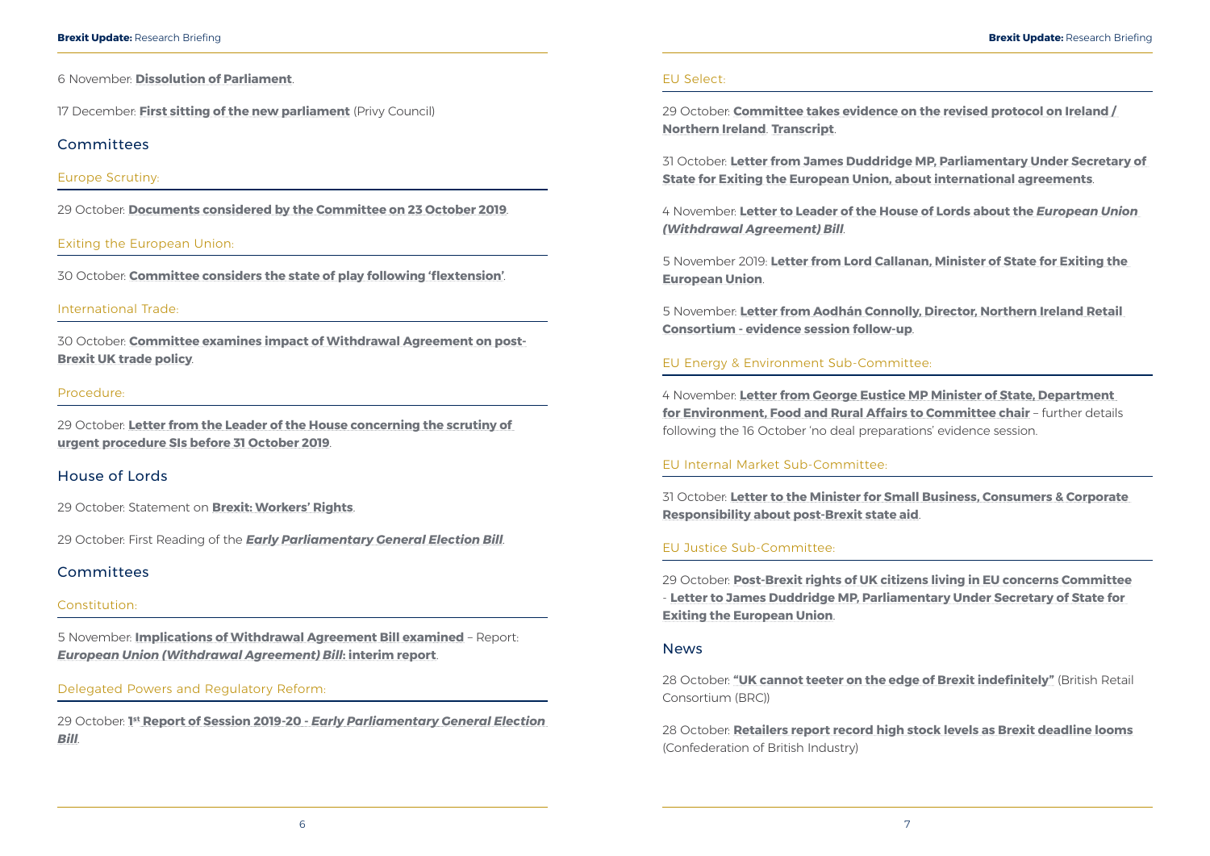6 November: **Dissolution of Parliament**.

17 December: **First sitting of the new parliament** (Privy Council)

## Committees

### Europe Scrutiny:

29 October: **Documents considered by the Committee on 23 October 2019**.

### Exiting the European Union:

30 October: **Committee considers the state of play following 'flextension'**.

### International Trade:

30 October: **Committee examines impact of Withdrawal Agreement on post-Brexit UK trade policy**.

### Procedure:

29 October: **Letter from the Leader of the House concerning the scrutiny of urgent procedure SIs before 31 October 2019**.

## House of Lords

29 October: Statement on **Brexit: Workers' Rights**.

29 October: First Reading of the ***Early Parliamentary General Election Bill***.

## Committees

### Constitution:

5 November: **Implications of Withdrawal Agreement Bill examined** – Report: ***European Union (Withdrawal Agreement) Bill*: interim report**.

### Delegated Powers and Regulatory Reform:

29 October: **1st Report of Session 2019-20 - *Early Parliamentary General Election Bill***.

### EU Select:

29 October: **Committee takes evidence on the revised protocol on Ireland / Northern Ireland**. **Transcript**.

31 October: **Letter from James Duddridge MP, Parliamentary Under Secretary of State for Exiting the European Union, about international agreements**.

4 November: **Letter to Leader of the House of Lords about the *European Union (Withdrawal Agreement) Bill***.

5 November 2019: **Letter from Lord Callanan, Minister of State for Exiting the European Union**.

5 November: **Letter from Aodhán Connolly, Director, Northern Ireland Retail Consortium - evidence session follow-up**.

### EU Energy & Environment Sub-Committee:

4 November: **Letter from George Eustice MP Minister of State, Department for Environment, Food and Rural Affairs to Committee chair** – further details following the 16 October 'no deal preparations' evidence session.

### EU Internal Market Sub-Committee:

31 October: **Letter to the Minister for Small Business, Consumers & Corporate Responsibility about post-Brexit state aid**.

### EU Justice Sub-Committee:

29 October: **Post-Brexit rights of UK citizens living in EU concerns Committee - Letter to James Duddridge MP, Parliamentary Under Secretary of State for Exiting the European Union**.

## News

28 October: **"UK cannot teeter on the edge of Brexit indefinitely"** (British Retail Consortium (BRC))

28 October: **Retailers report record high stock levels as Brexit deadline looms** (Confederation of British Industry)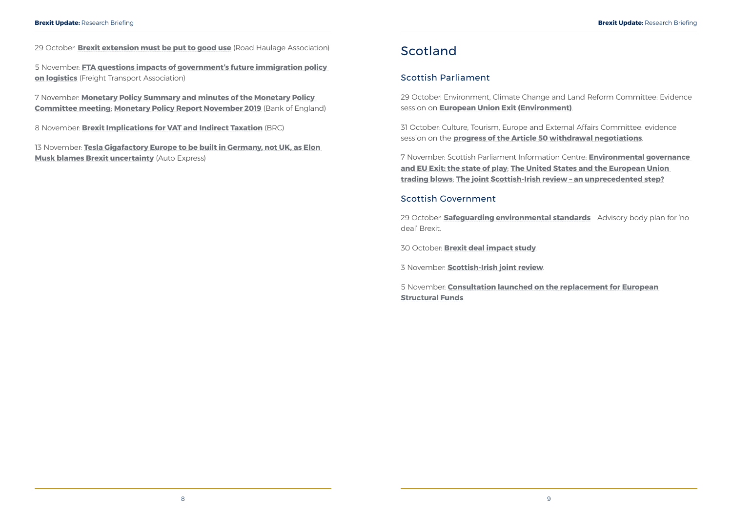29 October: **Brexit extension must be put to good use** (Road Haulage Association)

5 November: **FTA questions impacts of government's future immigration policy on logistics** (Freight Transport Association)

7 November: **Monetary Policy Summary and minutes of the Monetary Policy Committee meeting**; **Monetary Policy Report November 2019** (Bank of England)

8 November: **Brexit Implications for VAT and Indirect Taxation** (BRC)

13 November: **Tesla Gigafactory Europe to be built in Germany, not UK, as Elon Musk blames Brexit uncertainty** (Auto Express)

# Scotland

## Scottish Parliament

29 October: Environment, Climate Change and Land Reform Committee: Evidence session on **European Union Exit (Environment)**.

31 October: Culture, Tourism, Europe and External Affairs Committee: evidence session on the **progress of the Article 50 withdrawal negotiations**.

7 November: Scottish Parliament Information Centre: **Environmental governance and EU Exit: the state of play**; **The United States and the European Union trading blows**; **The joint Scottish-Irish review – an unprecedented step?**

## Scottish Government

29 October: **Safeguarding environmental standards** - Advisory body plan for 'no deal' Brexit.

30 October: **Brexit deal impact study**.

3 November: **Scottish-Irish joint review**.

5 November: **Consultation launched on the replacement for European Structural Funds**.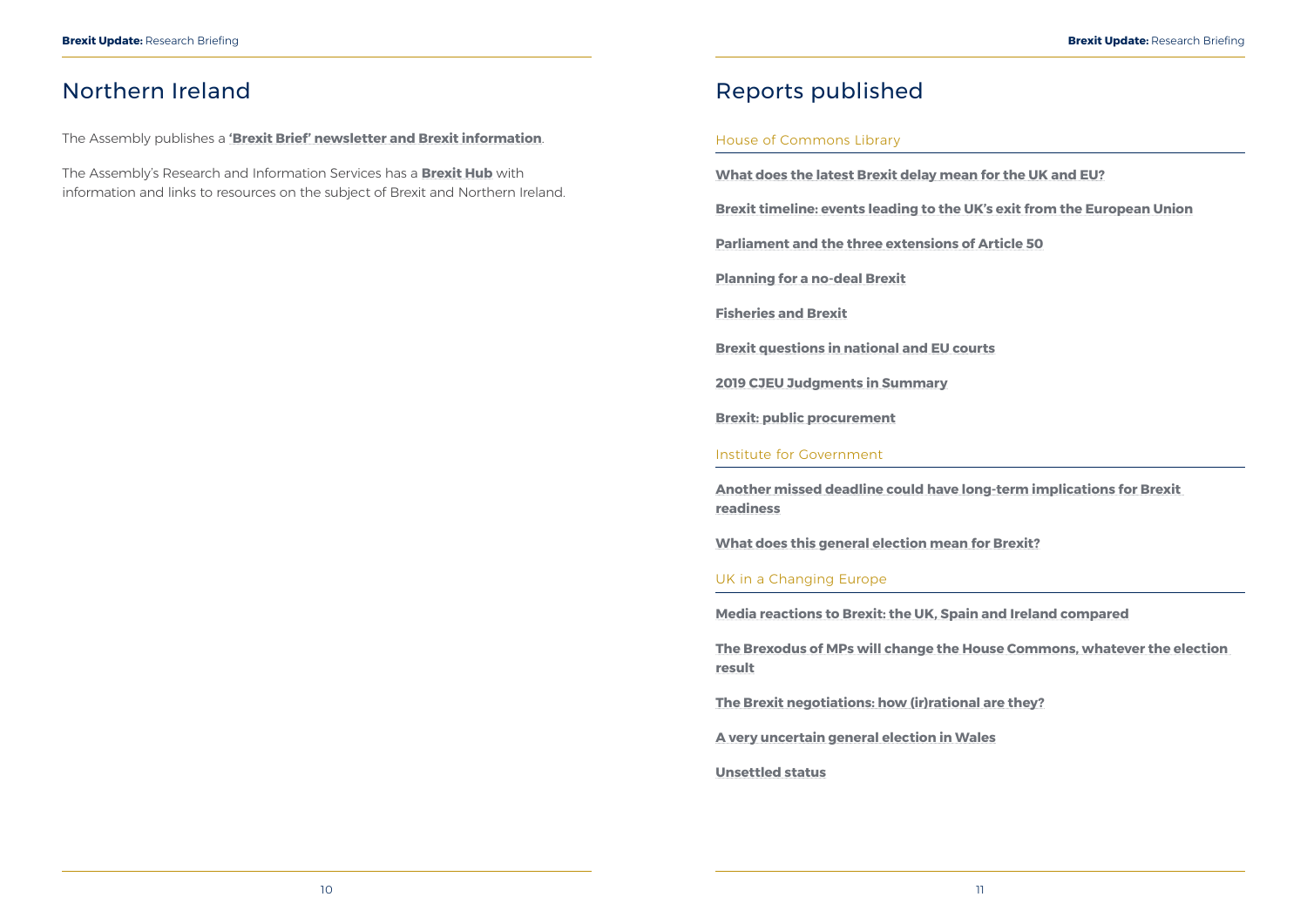## Northern Ireland

The Assembly publishes a **'Brexit Brief' newsletter and Brexit information**.

The Assembly's Research and Information Services has a **Brexit Hub** with information and links to resources on the subject of Brexit and Northern Ireland.

## Reports published

### House of Commons Library

**What does the latest Brexit delay mean for the UK and EU?**

**Brexit timeline: events leading to the UK's exit from the European Union**

**Parliament and the three extensions of Article 50**

**Planning for a no-deal Brexit**

**Fisheries and Brexit**

**Brexit questions in national and EU courts**

**2019 CJEU Judgments in Summary**

**Brexit: public procurement**

### Institute for Government

**Another missed deadline could have long-term implications for Brexit readiness**

**What does this general election mean for Brexit?**

### UK in a Changing Europe

**Media reactions to Brexit: the UK, Spain and Ireland compared**

**The Brexodus of MPs will change the House Commons, whatever the election result**

**The Brexit negotiations: how (ir)rational are they?**

**A very uncertain general election in Wales**

**Unsettled status**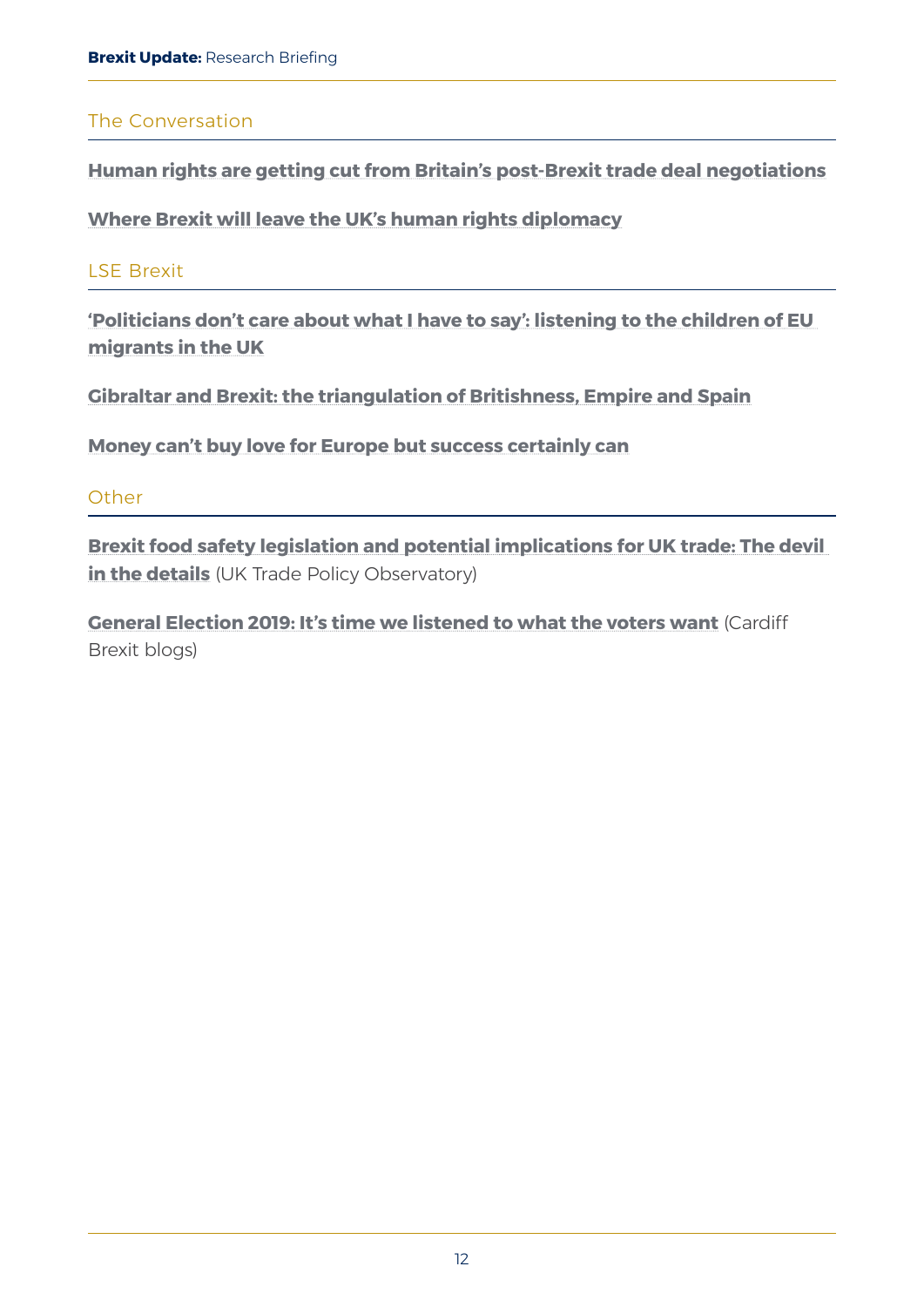### The Conversation

**Human rights are getting cut from Britain's post-Brexit trade deal negotiations**

**Where Brexit will leave the UK's human rights diplomacy**

### LSE Brexit

**'Politicians don't care about what I have to say': listening to the children of EU migrants in the UK**

**Gibraltar and Brexit: the triangulation of Britishness, Empire and Spain**

**Money can't buy love for Europe but success certainly can**

### Other

**Brexit food safety legislation and potential implications for UK trade: The devil in the details** (UK Trade Policy Observatory)

**General Election 2019: It's time we listened to what the voters want** (Cardiff Brexit blogs)